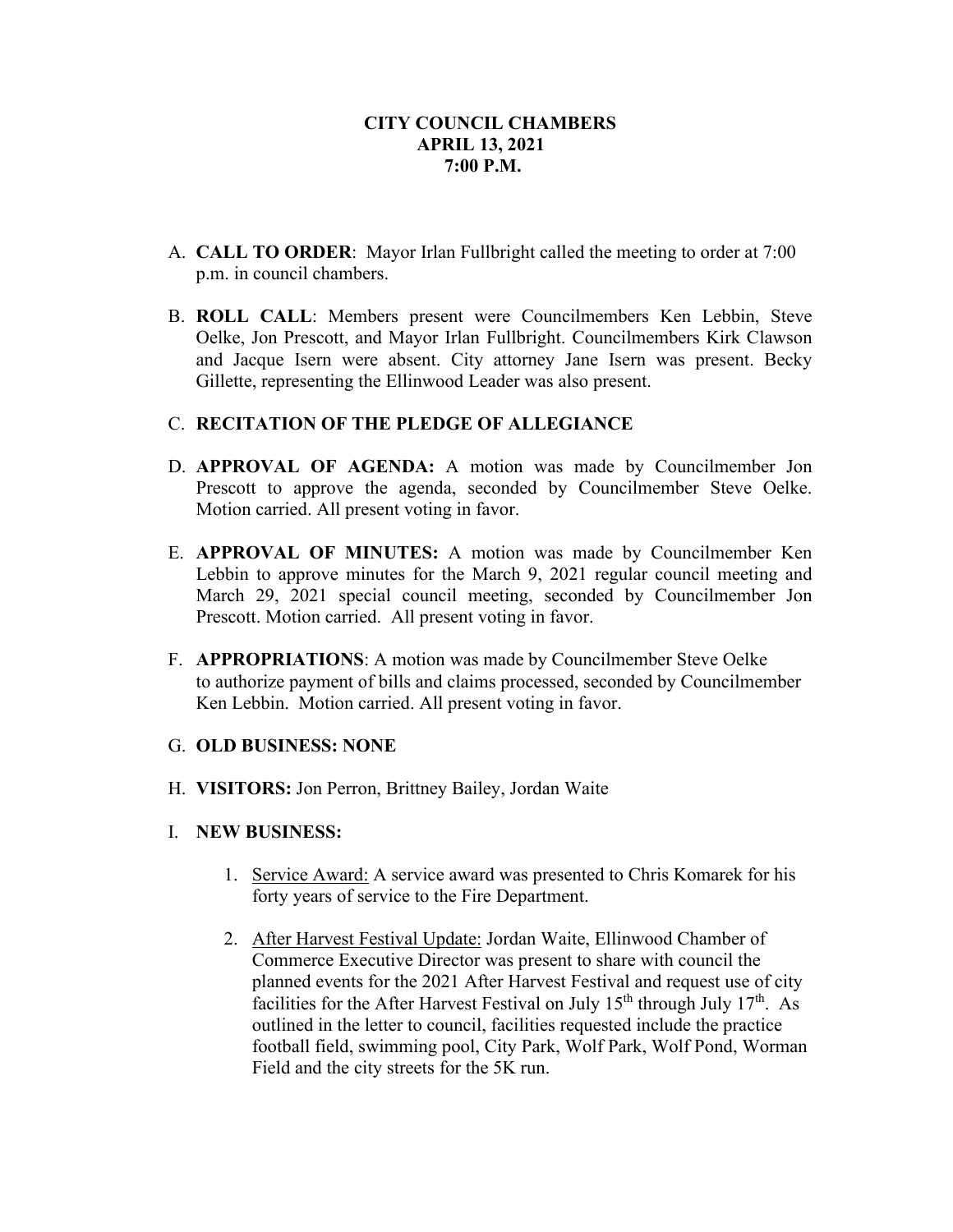# CITY COUNCIL CHAMBERS
## APRIL 13, 2021
## 7:00 P.M.

A. **CALL TO ORDER**: Mayor Irlan Fullbright called the meeting to order at 7:00 p.m. in council chambers.

B. **ROLL CALL**: Members present were Councilmembers Ken Lebbin, Steve Oelke, Jon Prescott, and Mayor Irlan Fullbright. Councilmembers Kirk Clawson and Jacque Isern were absent. City attorney Jane Isern was present. Becky Gillette, representing the Ellinwood Leader was also present.

C. **RECITATION OF THE PLEDGE OF ALLEGIANCE**

D. **APPROVAL OF AGENDA:** A motion was made by Councilmember Jon Prescott to approve the agenda, seconded by Councilmember Steve Oelke. Motion carried. All present voting in favor.

E. **APPROVAL OF MINUTES:** A motion was made by Councilmember Ken Lebbin to approve minutes for the March 9, 2021 regular council meeting and March 29, 2021 special council meeting, seconded by Councilmember Jon Prescott. Motion carried. All present voting in favor.

F. **APPROPRIATIONS**: A motion was made by Councilmember Steve Oelke to authorize payment of bills and claims processed, seconded by Councilmember Ken Lebbin. Motion carried. All present voting in favor.

G. **OLD BUSINESS: NONE**

H. **VISITORS:** Jon Perron, Brittney Bailey, Jordan Waite

I. **NEW BUSINESS:**

   1. Service Award: A service award was presented to Chris Komarek for his forty years of service to the Fire Department.

   2. After Harvest Festival Update: Jordan Waite, Ellinwood Chamber of Commerce Executive Director was present to share with council the planned events for the 2021 After Harvest Festival and request use of city facilities for the After Harvest Festival on July 15th through July 17th. As outlined in the letter to council, facilities requested include the practice football field, swimming pool, City Park, Wolf Park, Wolf Pond, Worman Field and the city streets for the 5K run.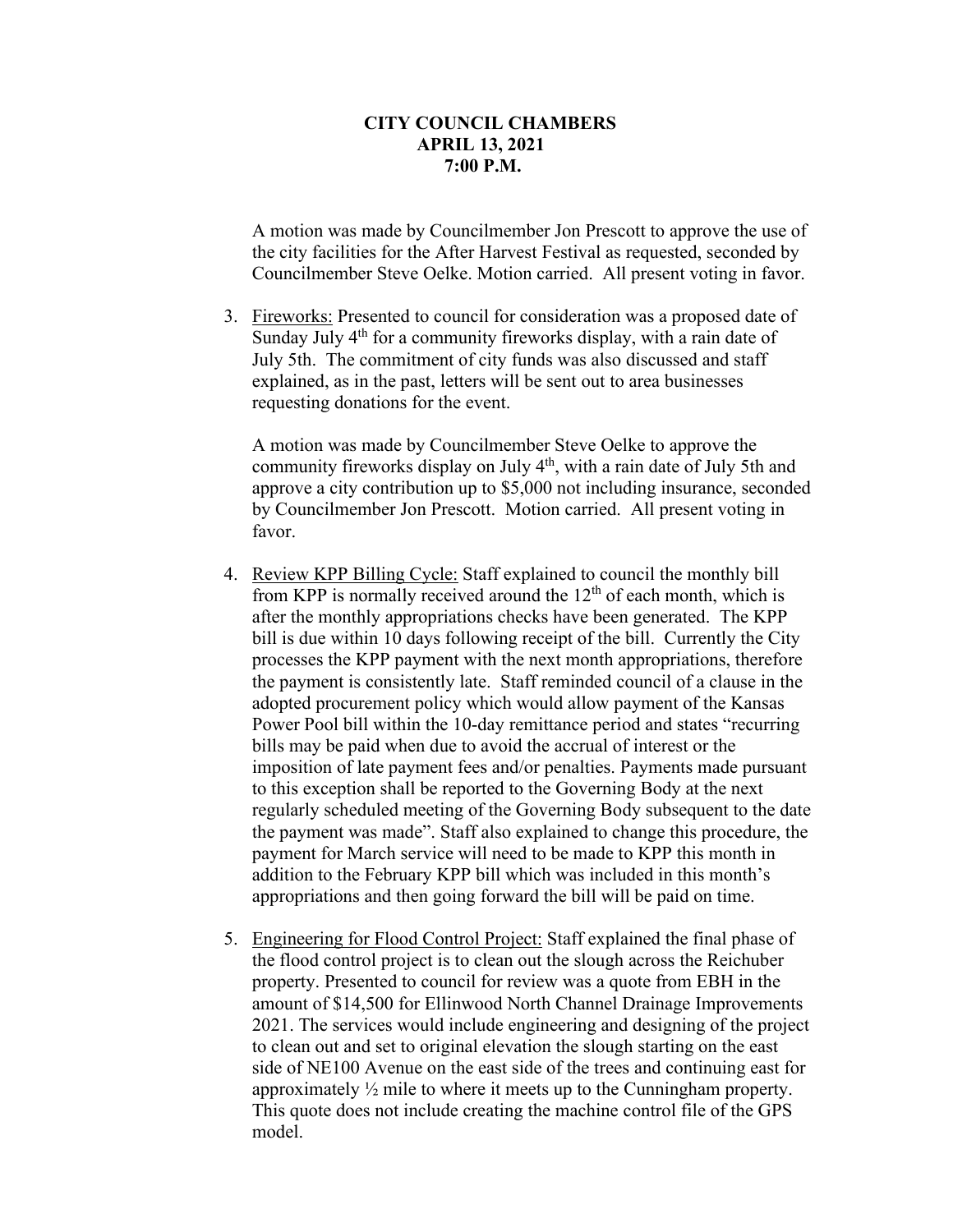**CITY COUNCIL CHAMBERS**
**APRIL 13, 2021**
**7:00 P.M.**

A motion was made by Councilmember Jon Prescott to approve the use of the city facilities for the After Harvest Festival as requested, seconded by Councilmember Steve Oelke. Motion carried. All present voting in favor.

3. Fireworks: Presented to council for consideration was a proposed date of Sunday July 4th for a community fireworks display, with a rain date of July 5th. The commitment of city funds was also discussed and staff explained, as in the past, letters will be sent out to area businesses requesting donations for the event.

   A motion was made by Councilmember Steve Oelke to approve the community fireworks display on July 4th, with a rain date of July 5th and approve a city contribution up to $5,000 not including insurance, seconded by Councilmember Jon Prescott. Motion carried. All present voting in favor.

4. Review KPP Billing Cycle: Staff explained to council the monthly bill from KPP is normally received around the 12th of each month, which is after the monthly appropriations checks have been generated. The KPP bill is due within 10 days following receipt of the bill. Currently the City processes the KPP payment with the next month appropriations, therefore the payment is consistently late. Staff reminded council of a clause in the adopted procurement policy which would allow payment of the Kansas Power Pool bill within the 10-day remittance period and states "recurring bills may be paid when due to avoid the accrual of interest or the imposition of late payment fees and/or penalties. Payments made pursuant to this exception shall be reported to the Governing Body at the next regularly scheduled meeting of the Governing Body subsequent to the date the payment was made". Staff also explained to change this procedure, the payment for March service will need to be made to KPP this month in addition to the February KPP bill which was included in this month's appropriations and then going forward the bill will be paid on time.

5. Engineering for Flood Control Project: Staff explained the final phase of the flood control project is to clean out the slough across the Reichuber property. Presented to council for review was a quote from EBH in the amount of $14,500 for Ellinwood North Channel Drainage Improvements 2021. The services would include engineering and designing of the project to clean out and set to original elevation the slough starting on the east side of NE100 Avenue on the east side of the trees and continuing east for approximately ½ mile to where it meets up to the Cunningham property. This quote does not include creating the machine control file of the GPS model.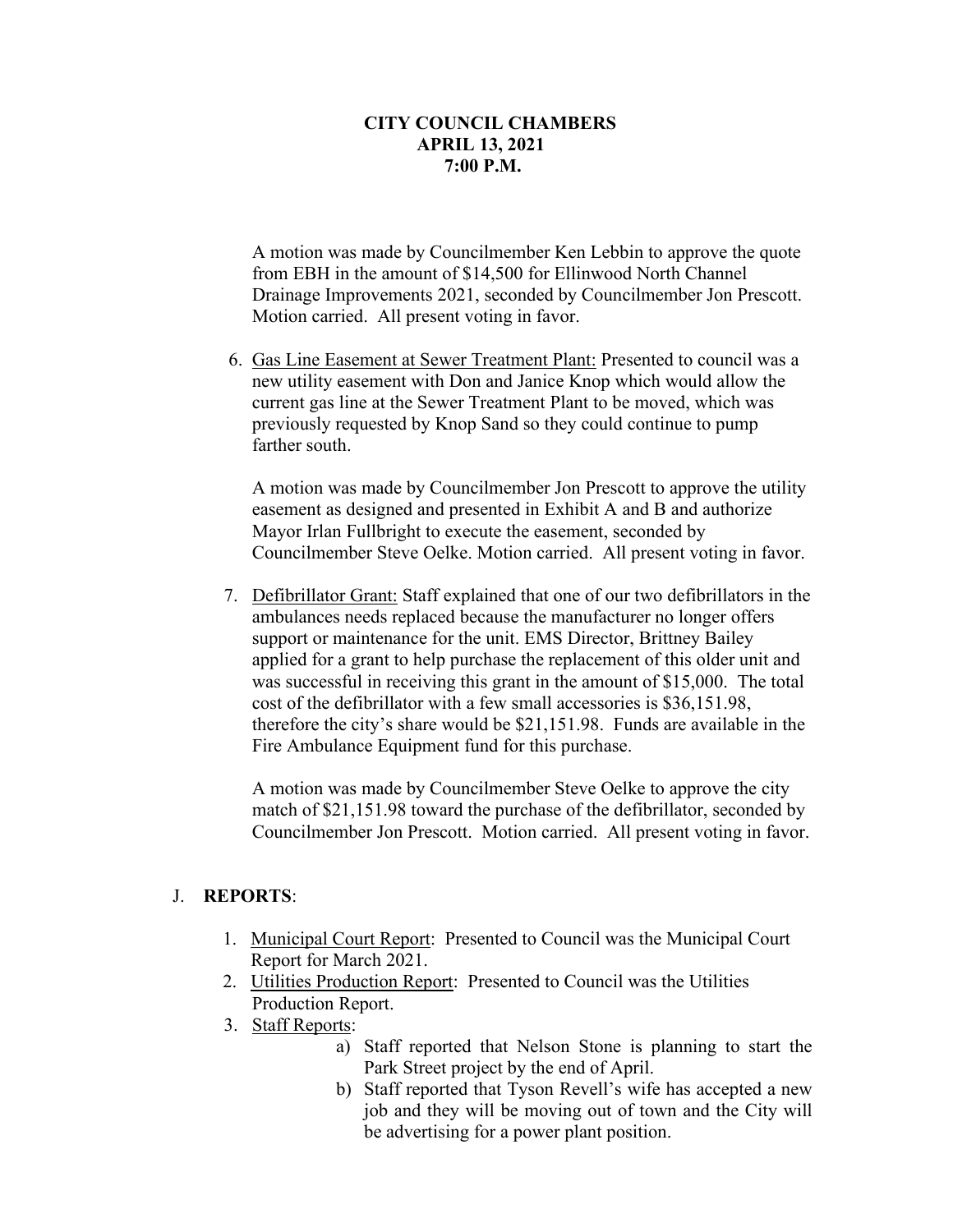**CITY COUNCIL CHAMBERS**
**APRIL 13, 2021**
**7:00 P.M.**

A motion was made by Councilmember Ken Lebbin to approve the quote from EBH in the amount of $14,500 for Ellinwood North Channel Drainage Improvements 2021, seconded by Councilmember Jon Prescott. Motion carried. All present voting in favor.

6. Gas Line Easement at Sewer Treatment Plant: Presented to council was a new utility easement with Don and Janice Knop which would allow the current gas line at the Sewer Treatment Plant to be moved, which was previously requested by Knop Sand so they could continue to pump farther south.

   A motion was made by Councilmember Jon Prescott to approve the utility easement as designed and presented in Exhibit A and B and authorize Mayor Irlan Fullbright to execute the easement, seconded by Councilmember Steve Oelke. Motion carried. All present voting in favor.

7. Defibrillator Grant: Staff explained that one of our two defibrillators in the ambulances needs replaced because the manufacturer no longer offers support or maintenance for the unit. EMS Director, Brittney Bailey applied for a grant to help purchase the replacement of this older unit and was successful in receiving this grant in the amount of $15,000. The total cost of the defibrillator with a few small accessories is $36,151.98, therefore the city's share would be $21,151.98. Funds are available in the Fire Ambulance Equipment fund for this purchase.

   A motion was made by Councilmember Steve Oelke to approve the city match of $21,151.98 toward the purchase of the defibrillator, seconded by Councilmember Jon Prescott. Motion carried. All present voting in favor.

J. **REPORTS**:

1. Municipal Court Report: Presented to Council was the Municipal Court Report for March 2021.
2. Utilities Production Report: Presented to Council was the Utilities Production Report.
3. Staff Reports:
   a) Staff reported that Nelson Stone is planning to start the Park Street project by the end of April.
   b) Staff reported that Tyson Revell's wife has accepted a new job and they will be moving out of town and the City will be advertising for a power plant position.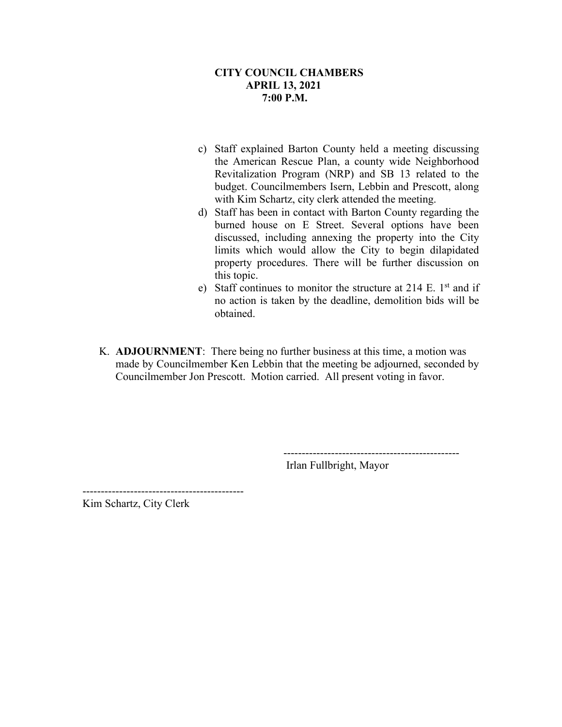**CITY COUNCIL CHAMBERS**
**APRIL 13, 2021**
**7:00 P.M.**

c) Staff explained Barton County held a meeting discussing the American Rescue Plan, a county wide Neighborhood Revitalization Program (NRP) and SB 13 related to the budget. Councilmembers Isern, Lebbin and Prescott, along with Kim Schartz, city clerk attended the meeting.

d) Staff has been in contact with Barton County regarding the burned house on E Street. Several options have been discussed, including annexing the property into the City limits which would allow the City to begin dilapidated property procedures. There will be further discussion on this topic.

e) Staff continues to monitor the structure at 214 E. 1st and if no action is taken by the deadline, demolition bids will be obtained.

K. **ADJOURNMENT**: There being no further business at this time, a motion was made by Councilmember Ken Lebbin that the meeting be adjourned, seconded by Councilmember Jon Prescott. Motion carried. All present voting in favor.

------------------------------------------------
Irlan Fullbright, Mayor

--------------------------------------------
Kim Schartz, City Clerk